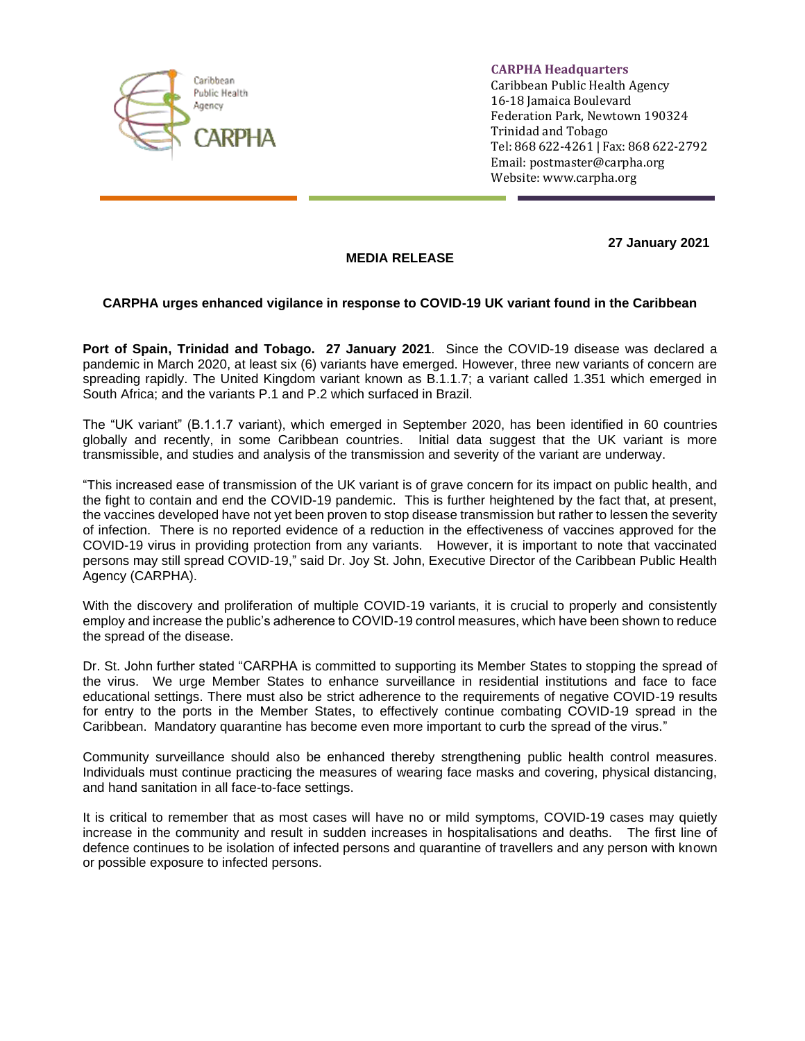Caribbean Public Health Agency
CARPHA

**CARPHA Headquarters**
Caribbean Public Health Agency
16-18 Jamaica Boulevard
Federation Park, Newtown 190324
Trinidad and Tobago
Tel: 868 622-4261 | Fax: 868 622-2792
Email: postmaster@carpha.org
Website: www.carpha.org

**27 January 2021**

**MEDIA RELEASE**

**CARPHA urges enhanced vigilance in response to COVID-19 UK variant found in the Caribbean**

**Port of Spain, Trinidad and Tobago. 27 January 2021**. Since the COVID-19 disease was declared a pandemic in March 2020, at least six (6) variants have emerged. However, three new variants of concern are spreading rapidly. The United Kingdom variant known as B.1.1.7; a variant called 1.351 which emerged in South Africa; and the variants P.1 and P.2 which surfaced in Brazil.

The "UK variant" (B.1.1.7 variant), which emerged in September 2020, has been identified in 60 countries globally and recently, in some Caribbean countries. Initial data suggest that the UK variant is more transmissible, and studies and analysis of the transmission and severity of the variant are underway.

"This increased ease of transmission of the UK variant is of grave concern for its impact on public health, and the fight to contain and end the COVID-19 pandemic. This is further heightened by the fact that, at present, the vaccines developed have not yet been proven to stop disease transmission but rather to lessen the severity of infection. There is no reported evidence of a reduction in the effectiveness of vaccines approved for the COVID-19 virus in providing protection from any variants. However, it is important to note that vaccinated persons may still spread COVID-19," said Dr. Joy St. John, Executive Director of the Caribbean Public Health Agency (CARPHA).

With the discovery and proliferation of multiple COVID-19 variants, it is crucial to properly and consistently employ and increase the public's adherence to COVID-19 control measures, which have been shown to reduce the spread of the disease.

Dr. St. John further stated "CARPHA is committed to supporting its Member States to stopping the spread of the virus. We urge Member States to enhance surveillance in residential institutions and face to face educational settings. There must also be strict adherence to the requirements of negative COVID-19 results for entry to the ports in the Member States, to effectively continue combating COVID-19 spread in the Caribbean. Mandatory quarantine has become even more important to curb the spread of the virus."

Community surveillance should also be enhanced thereby strengthening public health control measures. Individuals must continue practicing the measures of wearing face masks and covering, physical distancing, and hand sanitation in all face-to-face settings.

It is critical to remember that as most cases will have no or mild symptoms, COVID-19 cases may quietly increase in the community and result in sudden increases in hospitalisations and deaths. The first line of defence continues to be isolation of infected persons and quarantine of travellers and any person with known or possible exposure to infected persons.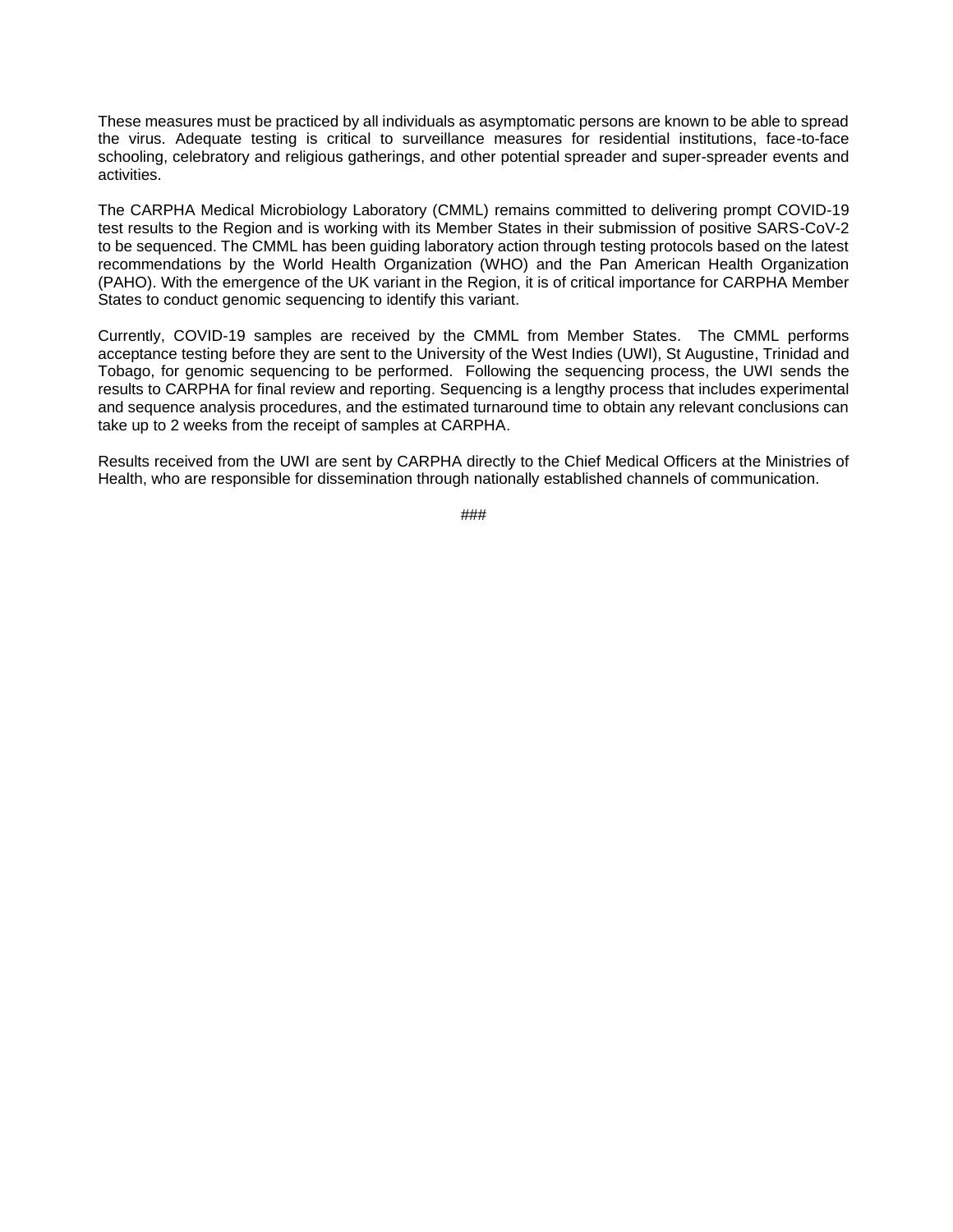These measures must be practiced by all individuals as asymptomatic persons are known to be able to spread the virus. Adequate testing is critical to surveillance measures for residential institutions, face-to-face schooling, celebratory and religious gatherings, and other potential spreader and super-spreader events and activities.

The CARPHA Medical Microbiology Laboratory (CMML) remains committed to delivering prompt COVID-19 test results to the Region and is working with its Member States in their submission of positive SARS-CoV-2 to be sequenced. The CMML has been guiding laboratory action through testing protocols based on the latest recommendations by the World Health Organization (WHO) and the Pan American Health Organization (PAHO). With the emergence of the UK variant in the Region, it is of critical importance for CARPHA Member States to conduct genomic sequencing to identify this variant.

Currently, COVID-19 samples are received by the CMML from Member States. The CMML performs acceptance testing before they are sent to the University of the West Indies (UWI), St Augustine, Trinidad and Tobago, for genomic sequencing to be performed. Following the sequencing process, the UWI sends the results to CARPHA for final review and reporting. Sequencing is a lengthy process that includes experimental and sequence analysis procedures, and the estimated turnaround time to obtain any relevant conclusions can take up to 2 weeks from the receipt of samples at CARPHA.

Results received from the UWI are sent by CARPHA directly to the Chief Medical Officers at the Ministries of Health, who are responsible for dissemination through nationally established channels of communication.

###